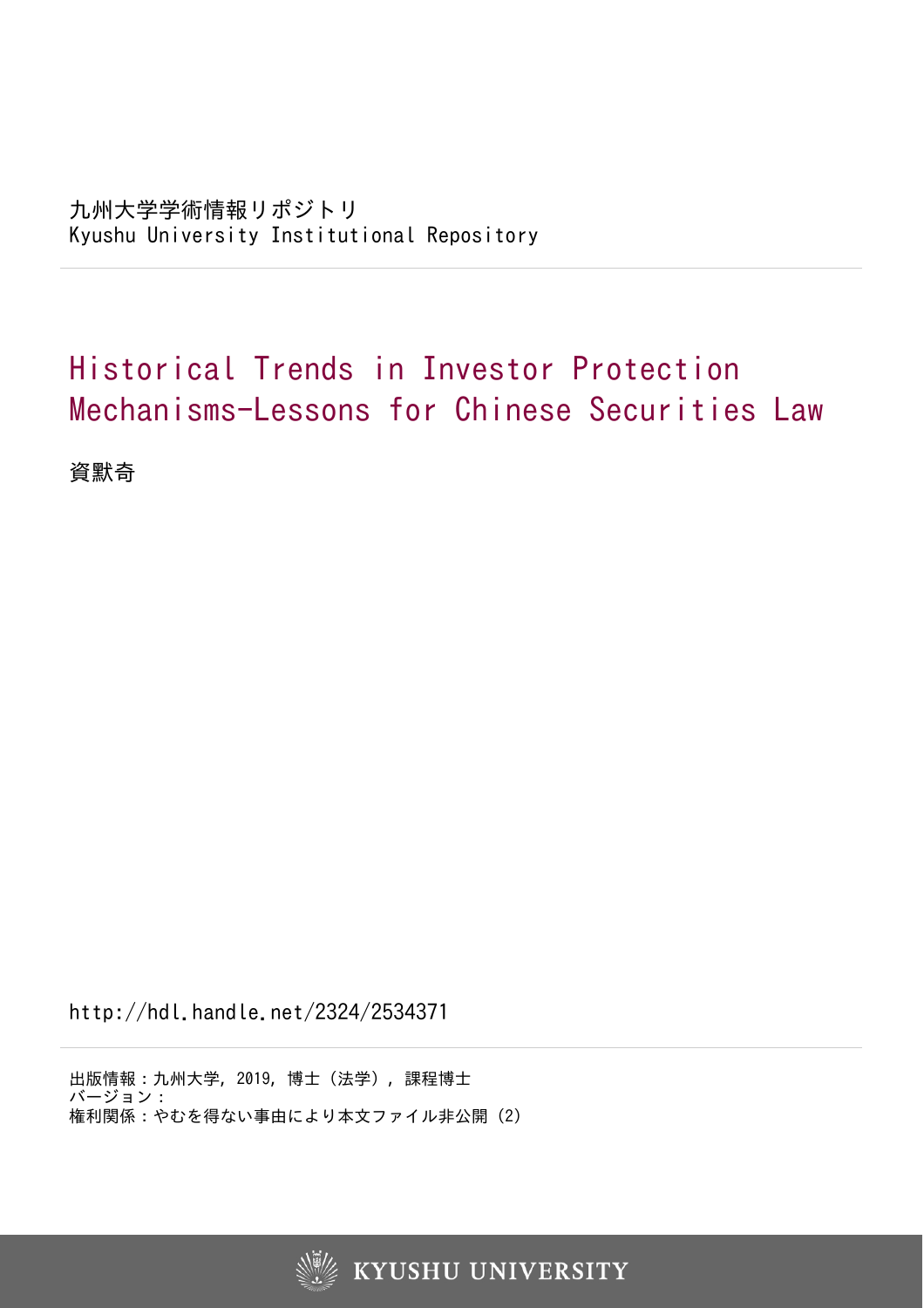九州大学学術情報リポジトリ
Kyushu University Institutional Repository

# Historical Trends in Investor Protection Mechanisms-Lessons for Chinese Securities Law

資默奇

http://hdl.handle.net/2324/2534371

出版情報：九州大学, 2019, 博士（法学）, 課程博士
バージョン：
権利関係：やむを得ない事由により本文ファイル非公開 (2)

KYUSHU UNIVERSITY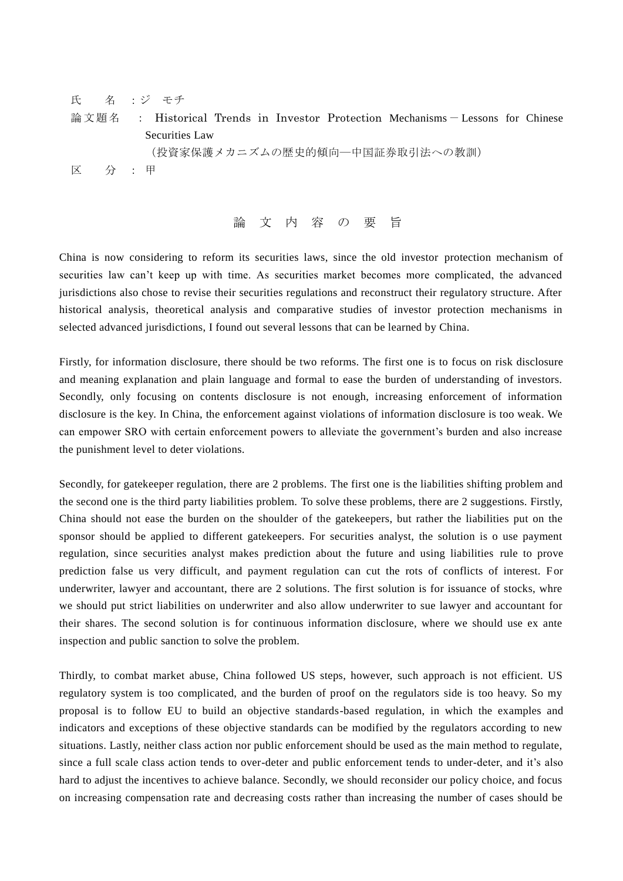氏　　名　:ジ　モチ

論文題名　:　Historical Trends in Investor Protection Mechanisms－Lessons for Chinese Securities Law
（投資家保護メカニズムの歴史的傾向―中国証券取引法への教訓）

区　　分　:　甲

## 論 文 内 容 の 要 旨

China is now considering to reform its securities laws, since the old investor protection mechanism of securities law can't keep up with time. As securities market becomes more complicated, the advanced jurisdictions also chose to revise their securities regulations and reconstruct their regulatory structure. After historical analysis, theoretical analysis and comparative studies of investor protection mechanisms in selected advanced jurisdictions, I found out several lessons that can be learned by China.

Firstly, for information disclosure, there should be two reforms. The first one is to focus on risk disclosure and meaning explanation and plain language and formal to ease the burden of understanding of investors. Secondly, only focusing on contents disclosure is not enough, increasing enforcement of information disclosure is the key. In China, the enforcement against violations of information disclosure is too weak. We can empower SRO with certain enforcement powers to alleviate the government's burden and also increase the punishment level to deter violations.

Secondly, for gatekeeper regulation, there are 2 problems. The first one is the liabilities shifting problem and the second one is the third party liabilities problem. To solve these problems, there are 2 suggestions. Firstly, China should not ease the burden on the shoulder of the gatekeepers, but rather the liabilities put on the sponsor should be applied to different gatekeepers. For securities analyst, the solution is o use payment regulation, since securities analyst makes prediction about the future and using liabilities rule to prove prediction false us very difficult, and payment regulation can cut the rots of conflicts of interest. For underwriter, lawyer and accountant, there are 2 solutions. The first solution is for issuance of stocks, whre we should put strict liabilities on underwriter and also allow underwriter to sue lawyer and accountant for their shares. The second solution is for continuous information disclosure, where we should use ex ante inspection and public sanction to solve the problem.

Thirdly, to combat market abuse, China followed US steps, however, such approach is not efficient. US regulatory system is too complicated, and the burden of proof on the regulators side is too heavy. So my proposal is to follow EU to build an objective standards-based regulation, in which the examples and indicators and exceptions of these objective standards can be modified by the regulators according to new situations. Lastly, neither class action nor public enforcement should be used as the main method to regulate, since a full scale class action tends to over-deter and public enforcement tends to under-deter, and it's also hard to adjust the incentives to achieve balance. Secondly, we should reconsider our policy choice, and focus on increasing compensation rate and decreasing costs rather than increasing the number of cases should be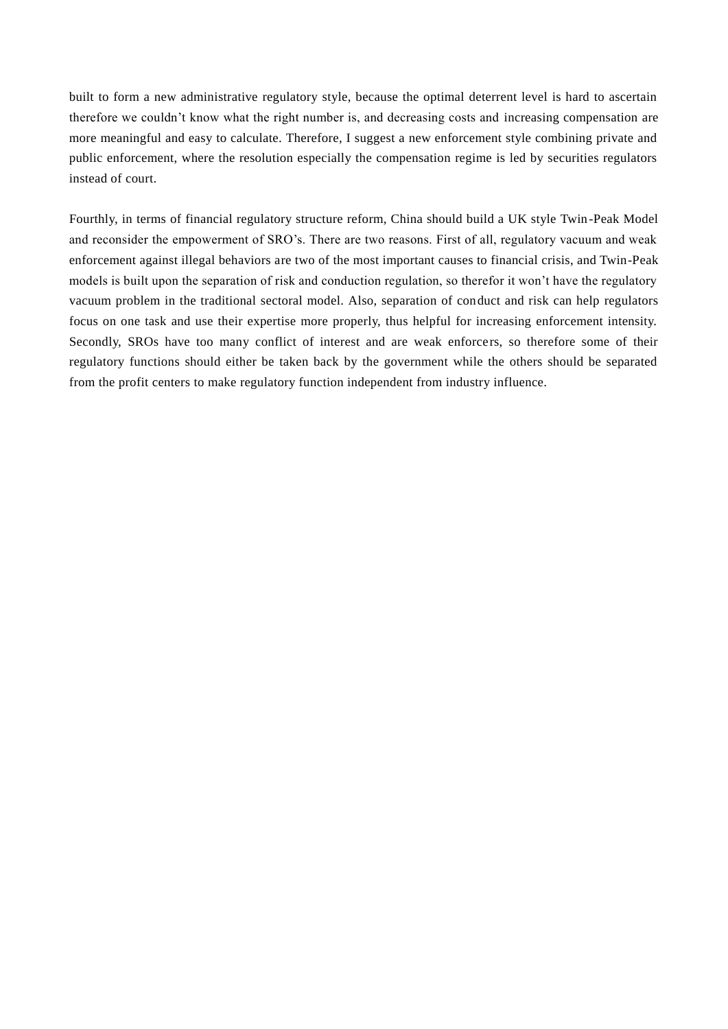built to form a new administrative regulatory style, because the optimal deterrent level is hard to ascertain therefore we couldn't know what the right number is, and decreasing costs and increasing compensation are more meaningful and easy to calculate. Therefore, I suggest a new enforcement style combining private and public enforcement, where the resolution especially the compensation regime is led by securities regulators instead of court.

Fourthly, in terms of financial regulatory structure reform, China should build a UK style Twin-Peak Model and reconsider the empowerment of SRO's. There are two reasons. First of all, regulatory vacuum and weak enforcement against illegal behaviors are two of the most important causes to financial crisis, and Twin-Peak models is built upon the separation of risk and conduction regulation, so therefor it won't have the regulatory vacuum problem in the traditional sectoral model. Also, separation of conduct and risk can help regulators focus on one task and use their expertise more properly, thus helpful for increasing enforcement intensity. Secondly, SROs have too many conflict of interest and are weak enforcers, so therefore some of their regulatory functions should either be taken back by the government while the others should be separated from the profit centers to make regulatory function independent from industry influence.